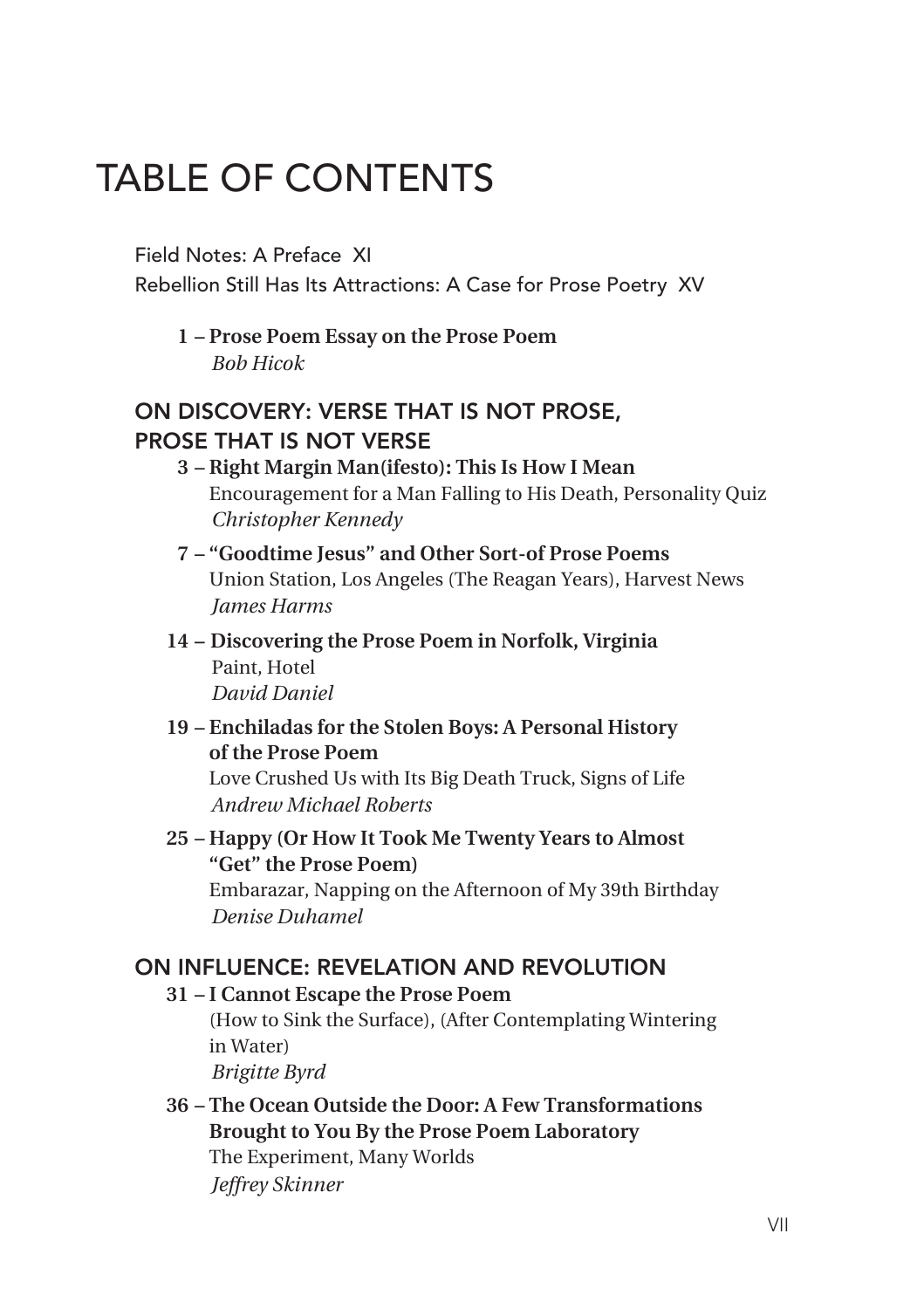# TABLE OF CONTENTS

Field Notes: A Preface XI

Rebellion Still Has Its Attractions: A Case for Prose Poetry XV

**1 – Prose Poem Essay on the Prose Poem**
*Bob Hicok*

## ON DISCOVERY: VERSE THAT IS NOT PROSE, PROSE THAT IS NOT VERSE

**3 – Right Margin Man(ifesto): This Is How I Mean**
Encouragement for a Man Falling to His Death, Personality Quiz
*Christopher Kennedy*

**7 – "Goodtime Jesus" and Other Sort-of Prose Poems**
Union Station, Los Angeles (The Reagan Years), Harvest News
*James Harms*

**14 – Discovering the Prose Poem in Norfolk, Virginia**
Paint, Hotel
*David Daniel*

**19 – Enchiladas for the Stolen Boys: A Personal History of the Prose Poem**
Love Crushed Us with Its Big Death Truck, Signs of Life
*Andrew Michael Roberts*

**25 – Happy (Or How It Took Me Twenty Years to Almost "Get" the Prose Poem)**
Embarazar, Napping on the Afternoon of My 39th Birthday
*Denise Duhamel*

## ON INFLUENCE: REVELATION AND REVOLUTION

**31 – I Cannot Escape the Prose Poem**
(How to Sink the Surface), (After Contemplating Wintering in Water)
*Brigitte Byrd*

**36 – The Ocean Outside the Door: A Few Transformations Brought to You By the Prose Poem Laboratory**
The Experiment, Many Worlds
*Jeffrey Skinner*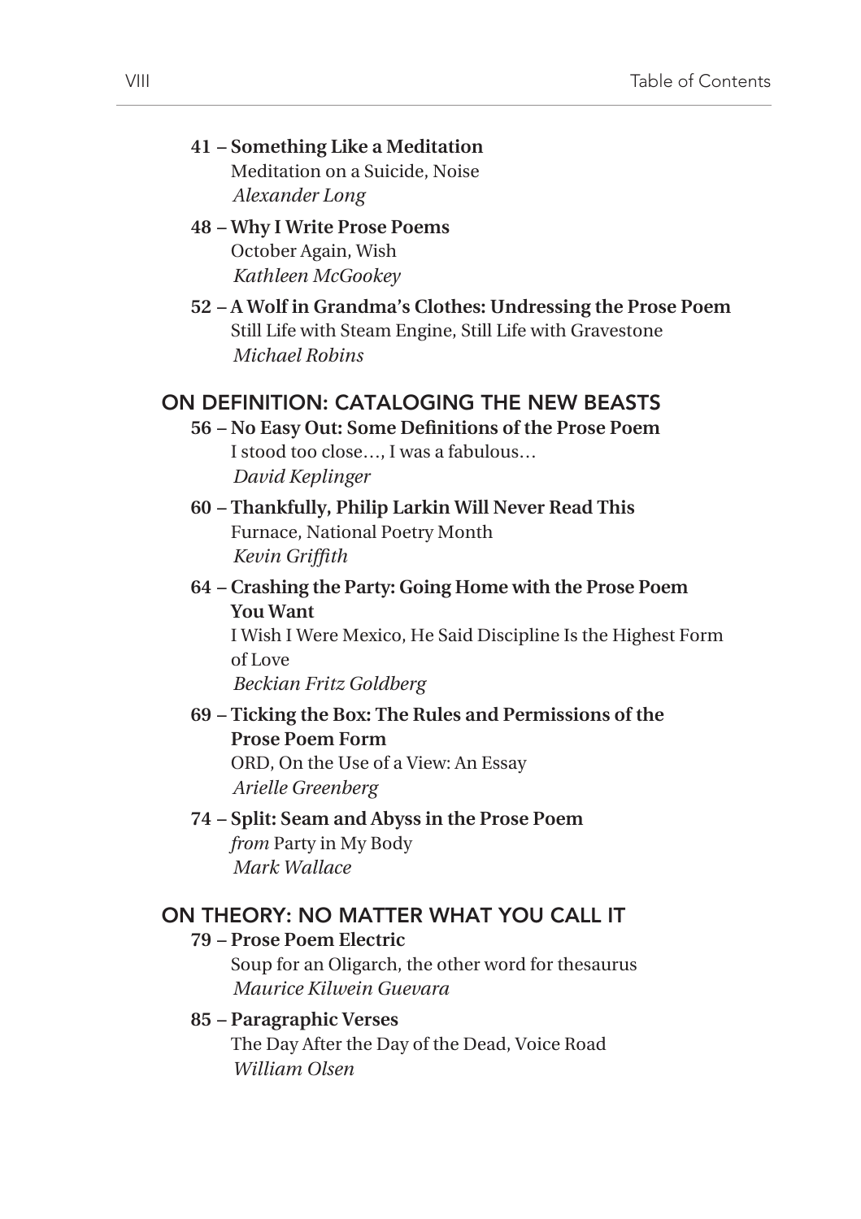**41 – Something Like a Meditation**
Meditation on a Suicide, Noise
*Alexander Long*

**48 – Why I Write Prose Poems**
October Again, Wish
*Kathleen McGookey*

**52 – A Wolf in Grandma's Clothes: Undressing the Prose Poem**
Still Life with Steam Engine, Still Life with Gravestone
*Michael Robins*

## ON DEFINITION: CATALOGING THE NEW BEASTS

**56 – No Easy Out: Some Definitions of the Prose Poem**
I stood too close…, I was a fabulous…
*David Keplinger*

**60 – Thankfully, Philip Larkin Will Never Read This**
Furnace, National Poetry Month
*Kevin Griffith*

**64 – Crashing the Party: Going Home with the Prose Poem You Want**
I Wish I Were Mexico, He Said Discipline Is the Highest Form of Love
*Beckian Fritz Goldberg*

**69 – Ticking the Box: The Rules and Permissions of the Prose Poem Form**
ORD, On the Use of a View: An Essay
*Arielle Greenberg*

**74 – Split: Seam and Abyss in the Prose Poem**
*from* Party in My Body
*Mark Wallace*

## ON THEORY: NO MATTER WHAT YOU CALL IT

**79 – Prose Poem Electric**
Soup for an Oligarch, the other word for thesaurus
*Maurice Kilwein Guevara*

**85 – Paragraphic Verses**
The Day After the Day of the Dead, Voice Road
*William Olsen*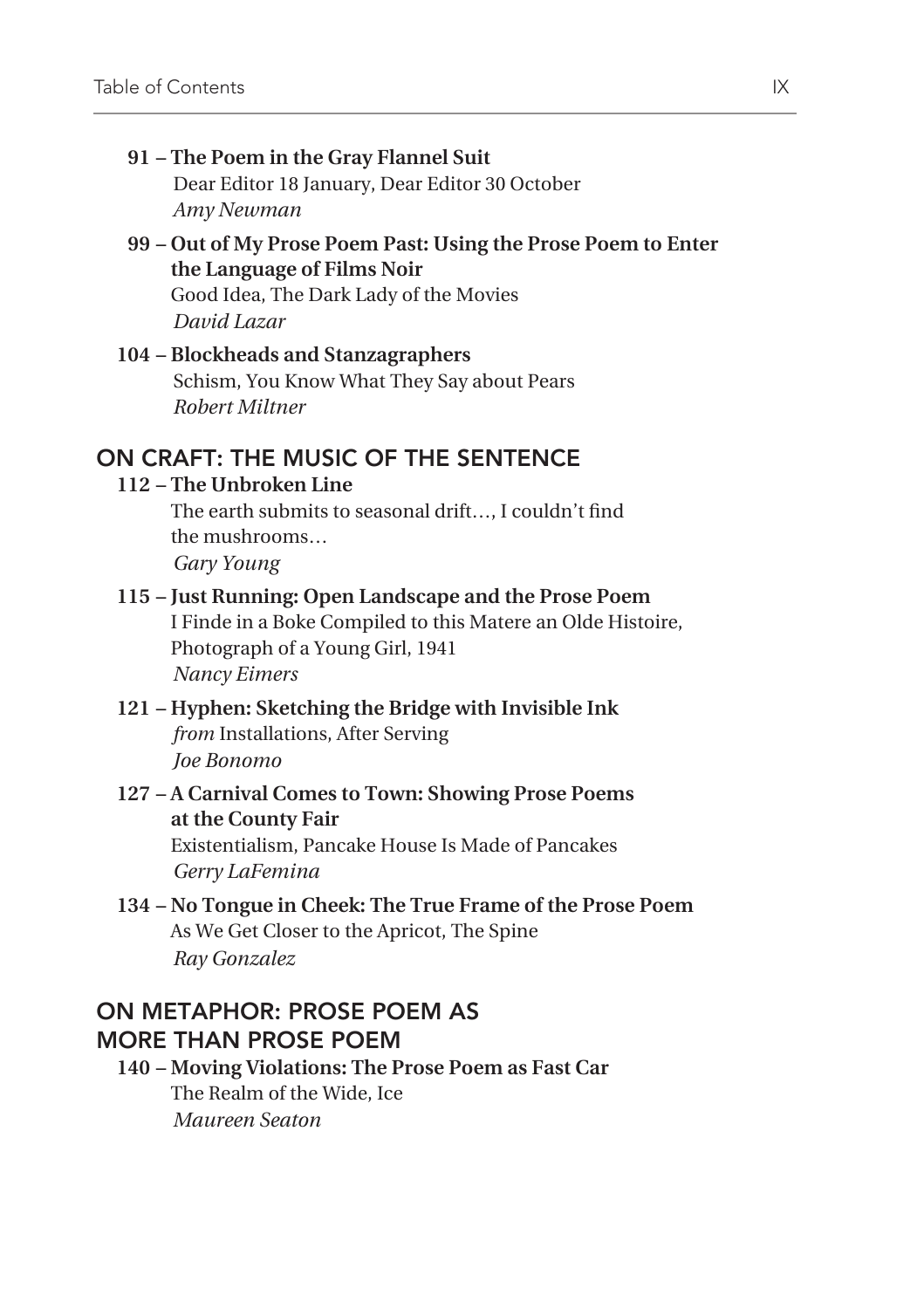**91 – The Poem in the Gray Flannel Suit**
Dear Editor 18 January, Dear Editor 30 October
*Amy Newman*

**99 – Out of My Prose Poem Past: Using the Prose Poem to Enter the Language of Films Noir**
Good Idea, The Dark Lady of the Movies
*David Lazar*

**104 – Blockheads and Stanzagraphers**
Schism, You Know What They Say about Pears
*Robert Miltner*

## ON CRAFT: THE MUSIC OF THE SENTENCE

**112 – The Unbroken Line**
The earth submits to seasonal drift…, I couldn't find the mushrooms…
*Gary Young*

**115 – Just Running: Open Landscape and the Prose Poem**
I Finde in a Boke Compiled to this Matere an Olde Histoire, Photograph of a Young Girl, 1941
*Nancy Eimers*

**121 – Hyphen: Sketching the Bridge with Invisible Ink**
*from* Installations, After Serving
*Joe Bonomo*

**127 – A Carnival Comes to Town: Showing Prose Poems at the County Fair**
Existentialism, Pancake House Is Made of Pancakes
*Gerry LaFemina*

**134 – No Tongue in Cheek: The True Frame of the Prose Poem**
As We Get Closer to the Apricot, The Spine
*Ray Gonzalez*

## ON METAPHOR: PROSE POEM AS MORE THAN PROSE POEM

**140 – Moving Violations: The Prose Poem as Fast Car**
The Realm of the Wide, Ice
*Maureen Seaton*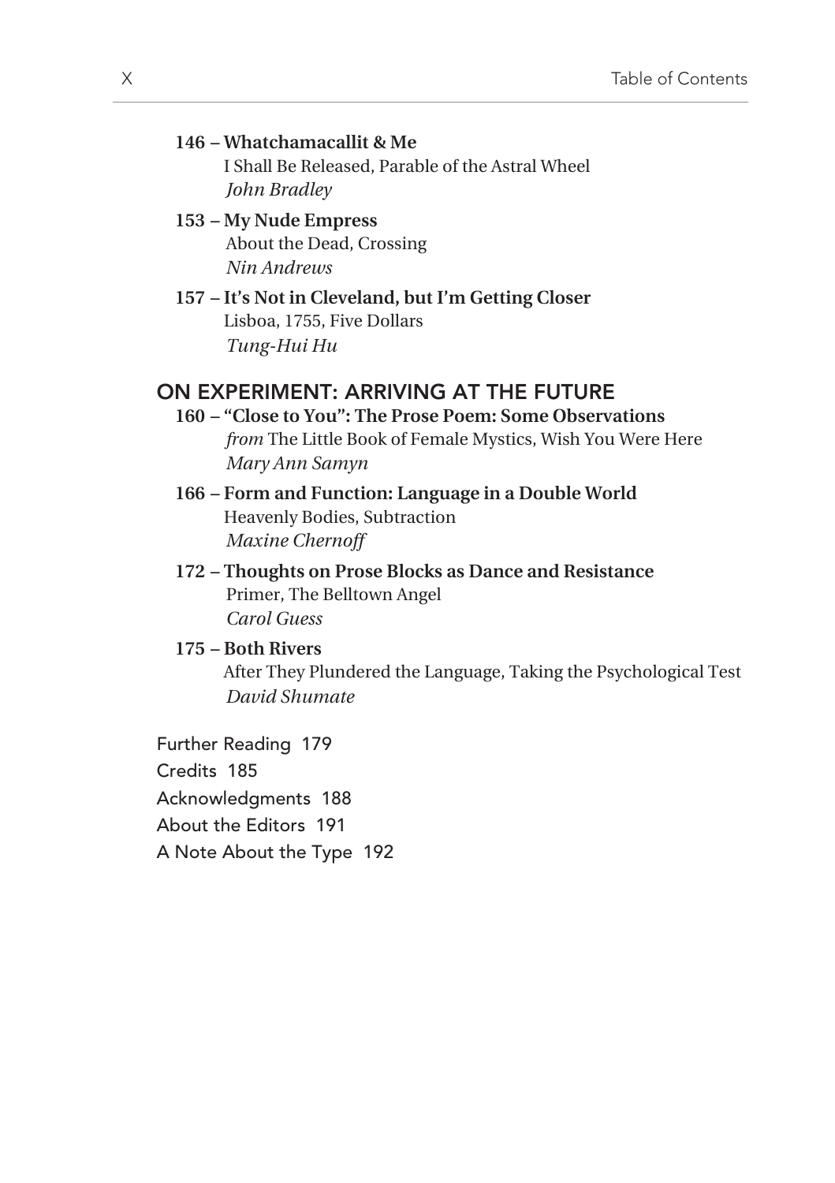**146 – Whatchamacallit & Me**
I Shall Be Released, Parable of the Astral Wheel
*John Bradley*

**153 – My Nude Empress**
About the Dead, Crossing
*Nin Andrews*

**157 – It's Not in Cleveland, but I'm Getting Closer**
Lisboa, 1755, Five Dollars
*Tung-Hui Hu*

## ON EXPERIMENT: ARRIVING AT THE FUTURE

**160 – "Close to You": The Prose Poem: Some Observations**
*from* The Little Book of Female Mystics, Wish You Were Here
*Mary Ann Samyn*

**166 – Form and Function: Language in a Double World**
Heavenly Bodies, Subtraction
*Maxine Chernoff*

**172 – Thoughts on Prose Blocks as Dance and Resistance**
Primer, The Belltown Angel
*Carol Guess*

**175 – Both Rivers**
After They Plundered the Language, Taking the Psychological Test
*David Shumate*

Further Reading 179
Credits 185
Acknowledgments 188
About the Editors 191
A Note About the Type 192